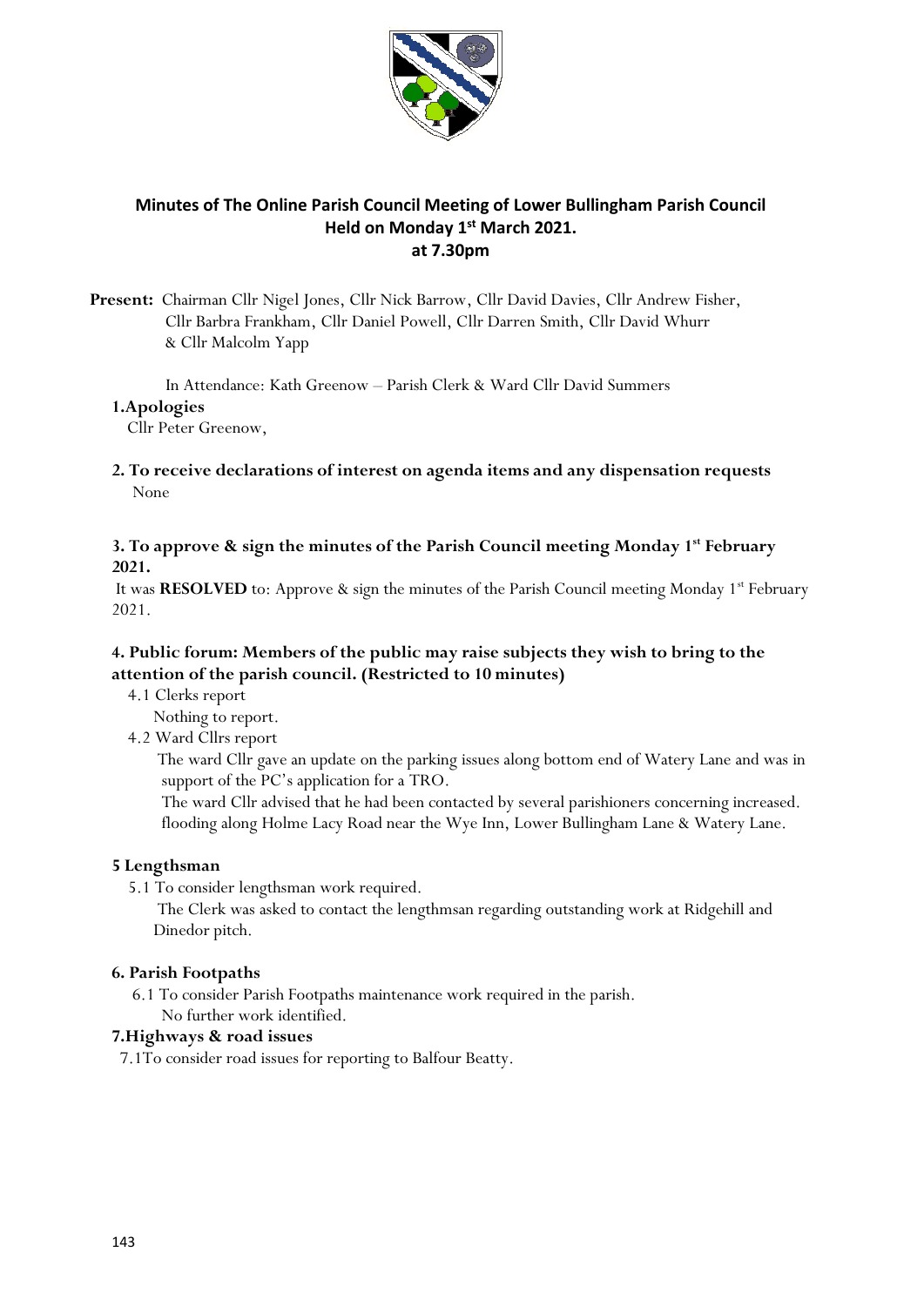## Minutes of The Online Parish Council Meeting of Lower Bullingham Parish Council Held on Monday 1st March 2021. at 7.30pm

**Present:** Chairman Cllr Nigel Jones, Cllr Nick Barrow, Cllr David Davies, Cllr Andrew Fisher, Cllr Barbra Frankham, Cllr Daniel Powell, Cllr Darren Smith, Cllr David Whurr & Cllr Malcolm Yapp

In Attendance: Kath Greenow – Parish Clerk & Ward Cllr David Summers

**1.Apologies**

Cllr Peter Greenow,

**2. To receive declarations of interest on agenda items and any dispensation requests**

None

**3. To approve & sign the minutes of the Parish Council meeting Monday 1st February 2021.**

It was **RESOLVED** to: Approve & sign the minutes of the Parish Council meeting Monday 1st February 2021.

**4. Public forum: Members of the public may raise subjects they wish to bring to the attention of the parish council. (Restricted to 10 minutes)**

4.1 Clerks report

Nothing to report.

4.2 Ward Cllrs report

The ward Cllr gave an update on the parking issues along bottom end of Watery Lane and was in support of the PC's application for a TRO.

The ward Cllr advised that he had been contacted by several parishioners concerning increased. flooding along Holme Lacy Road near the Wye Inn, Lower Bullingham Lane & Watery Lane.

**5 Lengthsman**

5.1 To consider lengthsman work required.

The Clerk was asked to contact the lengthmsan regarding outstanding work at Ridgehill and Dinedor pitch.

**6. Parish Footpaths**

6.1 To consider Parish Footpaths maintenance work required in the parish.

No further work identified.

**7.Highways & road issues**

7.1To consider road issues for reporting to Balfour Beatty.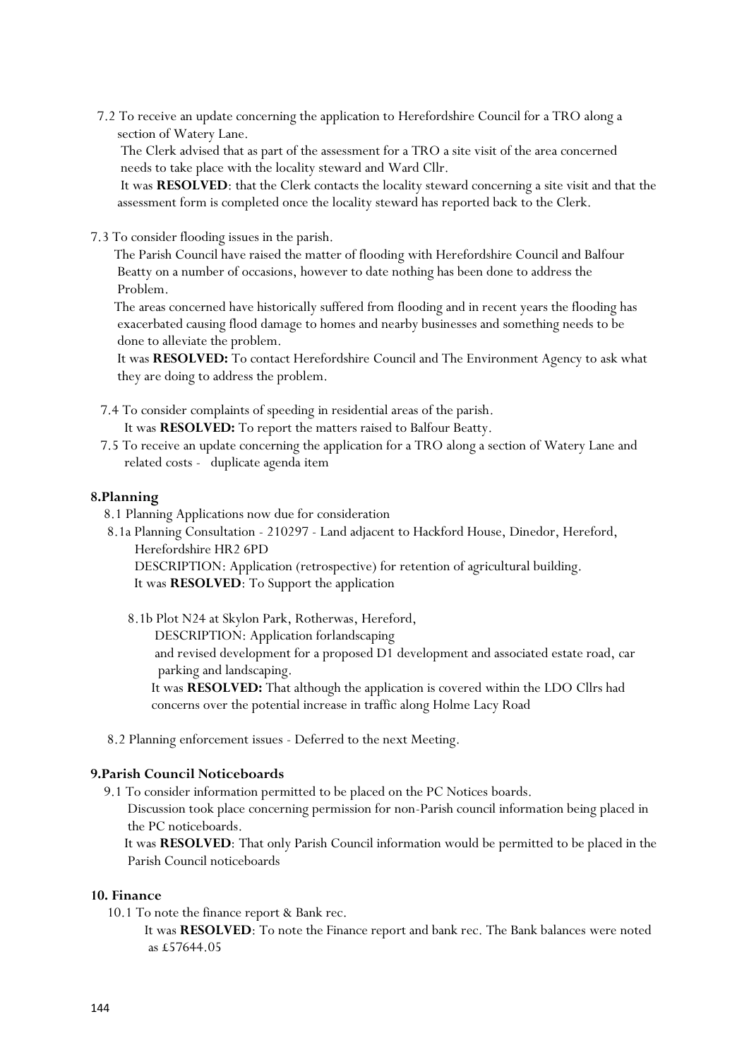7.2 To receive an update concerning the application to Herefordshire Council for a TRO along a section of Watery Lane.

The Clerk advised that as part of the assessment for a TRO a site visit of the area concerned needs to take place with the locality steward and Ward Cllr.

It was **RESOLVED**: that the Clerk contacts the locality steward concerning a site visit and that the assessment form is completed once the locality steward has reported back to the Clerk.

7.3 To consider flooding issues in the parish.

The Parish Council have raised the matter of flooding with Herefordshire Council and Balfour Beatty on a number of occasions, however to date nothing has been done to address the Problem.

The areas concerned have historically suffered from flooding and in recent years the flooding has exacerbated causing flood damage to homes and nearby businesses and something needs to be done to alleviate the problem.

It was **RESOLVED:** To contact Herefordshire Council and The Environment Agency to ask what they are doing to address the problem.

7.4 To consider complaints of speeding in residential areas of the parish.

It was **RESOLVED:** To report the matters raised to Balfour Beatty.

7.5 To receive an update concerning the application for a TRO along a section of Watery Lane and related costs - duplicate agenda item

## 8.Planning

8.1 Planning Applications now due for consideration

8.1a Planning Consultation - 210297 - Land adjacent to Hackford House, Dinedor, Hereford, Herefordshire HR2 6PD

DESCRIPTION: Application (retrospective) for retention of agricultural building.

It was **RESOLVED**: To Support the application

8.1b Plot N24 at Skylon Park, Rotherwas, Hereford,

DESCRIPTION: Application forlandscaping and revised development for a proposed D1 development and associated estate road, car parking and landscaping.

It was **RESOLVED:** That although the application is covered within the LDO Cllrs had concerns over the potential increase in traffic along Holme Lacy Road

8.2 Planning enforcement issues - Deferred to the next Meeting.

## 9.Parish Council Noticeboards

9.1 To consider information permitted to be placed on the PC Notices boards.

Discussion took place concerning permission for non-Parish council information being placed in the PC noticeboards.

It was **RESOLVED**: That only Parish Council information would be permitted to be placed in the Parish Council noticeboards

## 10. Finance

10.1 To note the finance report & Bank rec.

It was **RESOLVED**: To note the Finance report and bank rec. The Bank balances were noted as £57644.05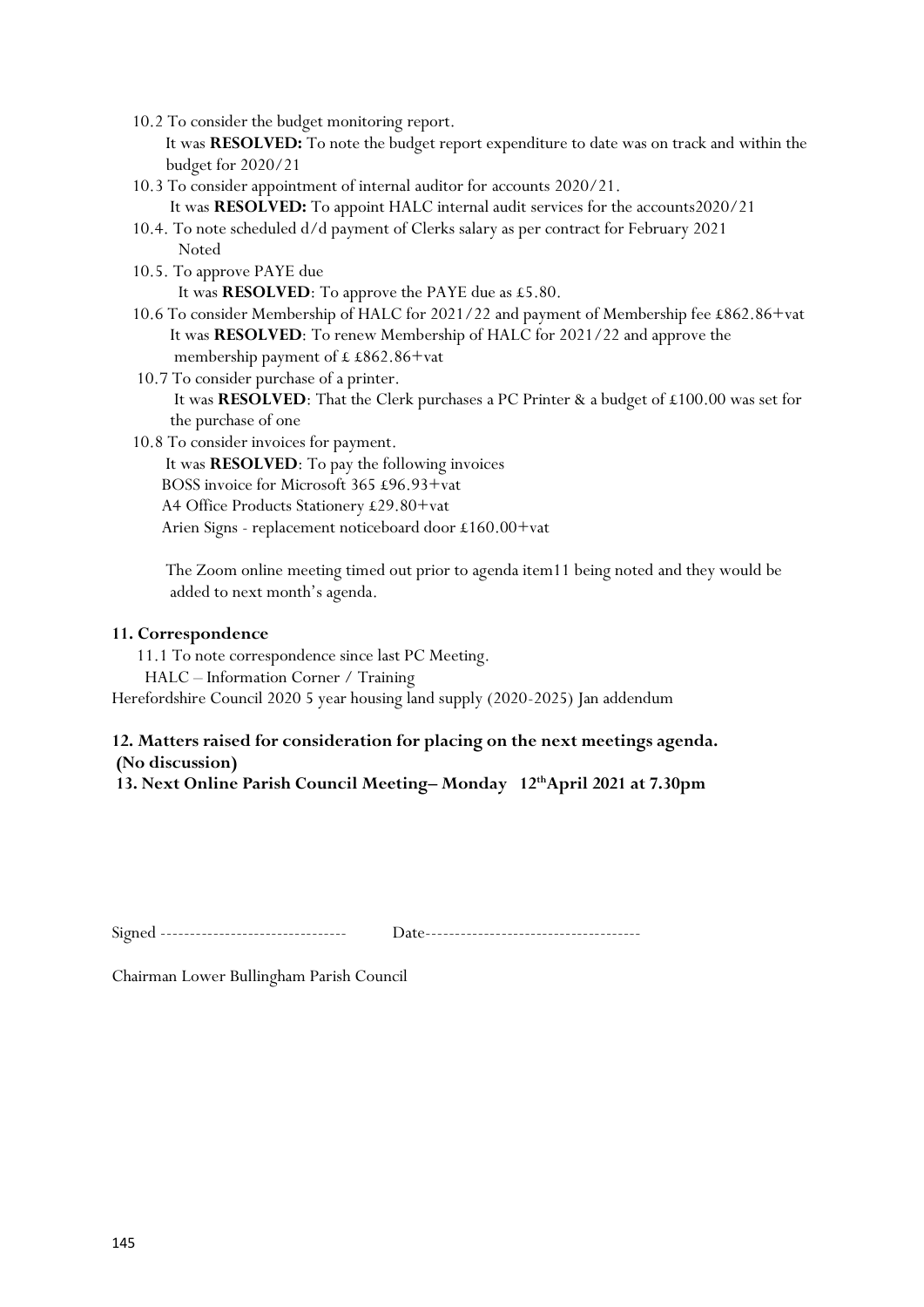10.2 To consider the budget monitoring report.

It was **RESOLVED:** To note the budget report expenditure to date was on track and within the budget for 2020/21

10.3 To consider appointment of internal auditor for accounts 2020/21.

It was **RESOLVED:** To appoint HALC internal audit services for the accounts2020/21

10.4. To note scheduled d/d payment of Clerks salary as per contract for February 2021

Noted

10.5. To approve PAYE due

It was **RESOLVED**: To approve the PAYE due as £5.80.

10.6 To consider Membership of HALC for 2021/22 and payment of Membership fee £862.86+vat

It was **RESOLVED**: To renew Membership of HALC for 2021/22 and approve the membership payment of £ £862.86+vat

10.7 To consider purchase of a printer.

It was **RESOLVED**: That the Clerk purchases a PC Printer & a budget of £100.00 was set for the purchase of one

10.8 To consider invoices for payment.

It was **RESOLVED**: To pay the following invoices

BOSS invoice for Microsoft 365 £96.93+vat

A4 Office Products Stationery £29.80+vat

Arien Signs - replacement noticeboard door £160.00+vat

The Zoom online meeting timed out prior to agenda item11 being noted and they would be added to next month's agenda.

**11. Correspondence**

11.1 To note correspondence since last PC Meeting.

HALC – Information Corner / Training

Herefordshire Council 2020 5 year housing land supply (2020-2025) Jan addendum

**12. Matters raised for consideration for placing on the next meetings agenda. (No discussion)**

**13. Next Online Parish Council Meeting– Monday 12th April 2021 at 7.30pm**

Signed -------------------------------- Date-------------------------------------

Chairman Lower Bullingham Parish Council